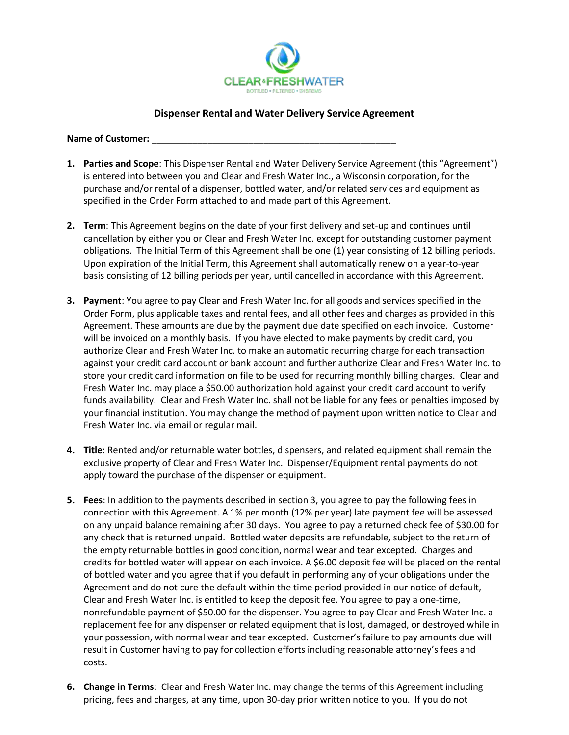**Dispenser Rental and Water Delivery Service Agreement**

**Name of Customer:** \_\_\_\_\_\_\_\_\_\_\_\_\_\_\_\_\_\_\_\_\_\_\_\_\_\_\_\_\_\_\_\_\_\_\_\_\_\_\_\_\_\_\_\_\_\_\_\_

1. **Parties and Scope**: This Dispenser Rental and Water Delivery Service Agreement (this "Agreement") is entered into between you and Clear and Fresh Water Inc., a Wisconsin corporation, for the purchase and/or rental of a dispenser, bottled water, and/or related services and equipment as specified in the Order Form attached to and made part of this Agreement.

2. **Term**: This Agreement begins on the date of your first delivery and set-up and continues until cancellation by either you or Clear and Fresh Water Inc. except for outstanding customer payment obligations. The Initial Term of this Agreement shall be one (1) year consisting of 12 billing periods. Upon expiration of the Initial Term, this Agreement shall automatically renew on a year-to-year basis consisting of 12 billing periods per year, until cancelled in accordance with this Agreement.

3. **Payment**: You agree to pay Clear and Fresh Water Inc. for all goods and services specified in the Order Form, plus applicable taxes and rental fees, and all other fees and charges as provided in this Agreement. These amounts are due by the payment due date specified on each invoice. Customer will be invoiced on a monthly basis. If you have elected to make payments by credit card, you authorize Clear and Fresh Water Inc. to make an automatic recurring charge for each transaction against your credit card account or bank account and further authorize Clear and Fresh Water Inc. to store your credit card information on file to be used for recurring monthly billing charges. Clear and Fresh Water Inc. may place a $50.00 authorization hold against your credit card account to verify funds availability. Clear and Fresh Water Inc. shall not be liable for any fees or penalties imposed by your financial institution. You may change the method of payment upon written notice to Clear and Fresh Water Inc. via email or regular mail.

4. **Title**: Rented and/or returnable water bottles, dispensers, and related equipment shall remain the exclusive property of Clear and Fresh Water Inc. Dispenser/Equipment rental payments do not apply toward the purchase of the dispenser or equipment.

5. **Fees**: In addition to the payments described in section 3, you agree to pay the following fees in connection with this Agreement. A 1% per month (12% per year) late payment fee will be assessed on any unpaid balance remaining after 30 days. You agree to pay a returned check fee of $30.00 for any check that is returned unpaid. Bottled water deposits are refundable, subject to the return of the empty returnable bottles in good condition, normal wear and tear excepted. Charges and credits for bottled water will appear on each invoice. A $6.00 deposit fee will be placed on the rental of bottled water and you agree that if you default in performing any of your obligations under the Agreement and do not cure the default within the time period provided in our notice of default, Clear and Fresh Water Inc. is entitled to keep the deposit fee. You agree to pay a one-time, nonrefundable payment of $50.00 for the dispenser. You agree to pay Clear and Fresh Water Inc. a replacement fee for any dispenser or related equipment that is lost, damaged, or destroyed while in your possession, with normal wear and tear excepted. Customer's failure to pay amounts due will result in Customer having to pay for collection efforts including reasonable attorney's fees and costs.

6. **Change in Terms**: Clear and Fresh Water Inc. may change the terms of this Agreement including pricing, fees and charges, at any time, upon 30-day prior written notice to you. If you do not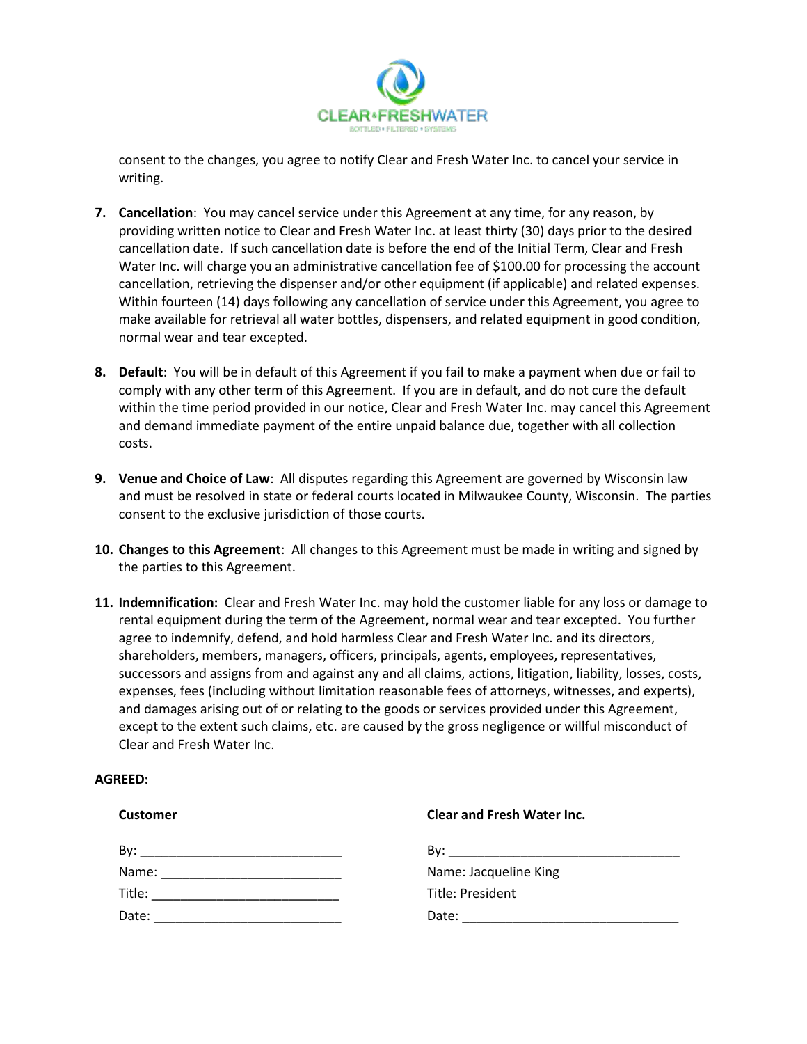consent to the changes, you agree to notify Clear and Fresh Water Inc. to cancel your service in writing.

7. **Cancellation**: You may cancel service under this Agreement at any time, for any reason, by providing written notice to Clear and Fresh Water Inc. at least thirty (30) days prior to the desired cancellation date. If such cancellation date is before the end of the Initial Term, Clear and Fresh Water Inc. will charge you an administrative cancellation fee of $100.00 for processing the account cancellation, retrieving the dispenser and/or other equipment (if applicable) and related expenses. Within fourteen (14) days following any cancellation of service under this Agreement, you agree to make available for retrieval all water bottles, dispensers, and related equipment in good condition, normal wear and tear excepted.

8. **Default**: You will be in default of this Agreement if you fail to make a payment when due or fail to comply with any other term of this Agreement. If you are in default, and do not cure the default within the time period provided in our notice, Clear and Fresh Water Inc. may cancel this Agreement and demand immediate payment of the entire unpaid balance due, together with all collection costs.

9. **Venue and Choice of Law**: All disputes regarding this Agreement are governed by Wisconsin law and must be resolved in state or federal courts located in Milwaukee County, Wisconsin. The parties consent to the exclusive jurisdiction of those courts.

10. **Changes to this Agreement**: All changes to this Agreement must be made in writing and signed by the parties to this Agreement.

11. **Indemnification:** Clear and Fresh Water Inc. may hold the customer liable for any loss or damage to rental equipment during the term of the Agreement, normal wear and tear excepted. You further agree to indemnify, defend, and hold harmless Clear and Fresh Water Inc. and its directors, shareholders, members, managers, officers, principals, agents, employees, representatives, successors and assigns from and against any and all claims, actions, litigation, liability, losses, costs, expenses, fees (including without limitation reasonable fees of attorneys, witnesses, and experts), and damages arising out of or relating to the goods or services provided under this Agreement, except to the extent such claims, etc. are caused by the gross negligence or willful misconduct of Clear and Fresh Water Inc.

**AGREED:**

| **Customer** | **Clear and Fresh Water Inc.** |
|---|---|
| By: ____________________________ | By: ________________________________ |
| Name: _________________________ | Name: Jacqueline King |
| Title: __________________________ | Title: President |
| Date: __________________________ | Date: ______________________________ |